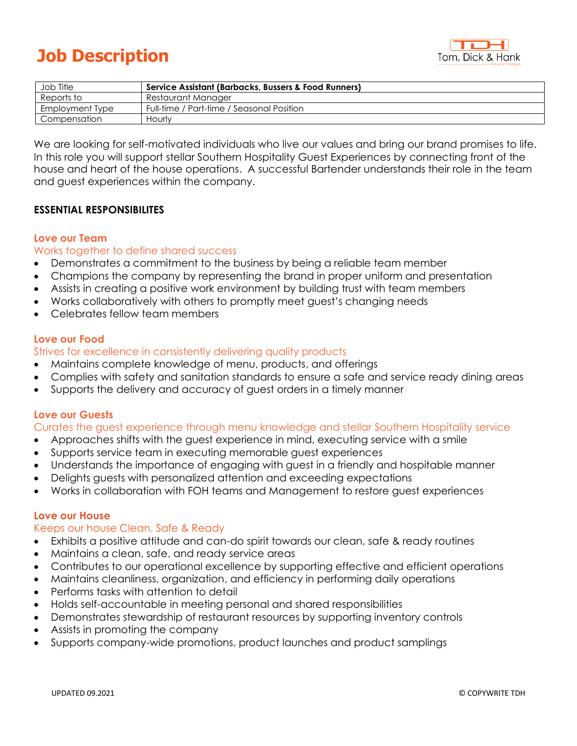# Job Description

Tom, Dick & Hank

| Job Title | **Service Assistant (Barbacks, Bussers & Food Runners)** |
|---|---|
| Reports to | Restaurant Manager |
| Employment Type | Full-time / Part-time / Seasonal Position |
| Compensation | Hourly |

We are looking for self-motivated individuals who live our values and bring our brand promises to life. In this role you will support stellar Southern Hospitality Guest Experiences by connecting front of the house and heart of the house operations. A successful Bartender understands their role in the team and guest experiences within the company.

## ESSENTIAL RESPONSIBILITES

### Love our Team

Works together to define shared success

- Demonstrates a commitment to the business by being a reliable team member
- Champions the company by representing the brand in proper uniform and presentation
- Assists in creating a positive work environment by building trust with team members
- Works collaboratively with others to promptly meet guest's changing needs
- Celebrates fellow team members

### Love our Food

Strives for excellence in consistently delivering quality products

- Maintains complete knowledge of menu, products, and offerings
- Complies with safety and sanitation standards to ensure a safe and service ready dining areas
- Supports the delivery and accuracy of guest orders in a timely manner

### Love our Guests

Curates the guest experience through menu knowledge and stellar Southern Hospitality service

- Approaches shifts with the guest experience in mind, executing service with a smile
- Supports service team in executing memorable guest experiences
- Understands the importance of engaging with guest in a friendly and hospitable manner
- Delights guests with personalized attention and exceeding expectations
- Works in collaboration with FOH teams and Management to restore guest experiences

### Love our House

Keeps our house Clean, Safe & Ready

- Exhibits a positive attitude and can-do spirit towards our clean, safe & ready routines
- Maintains a clean, safe, and ready service areas
- Contributes to our operational excellence by supporting effective and efficient operations
- Maintains cleanliness, organization, and efficiency in performing daily operations
- Performs tasks with attention to detail
- Holds self-accountable in meeting personal and shared responsibilities
- Demonstrates stewardship of restaurant resources by supporting inventory controls
- Assists in promoting the company
- Supports company-wide promotions, product launches and product samplings

UPDATED 09.2021

© COPYWRITE TDH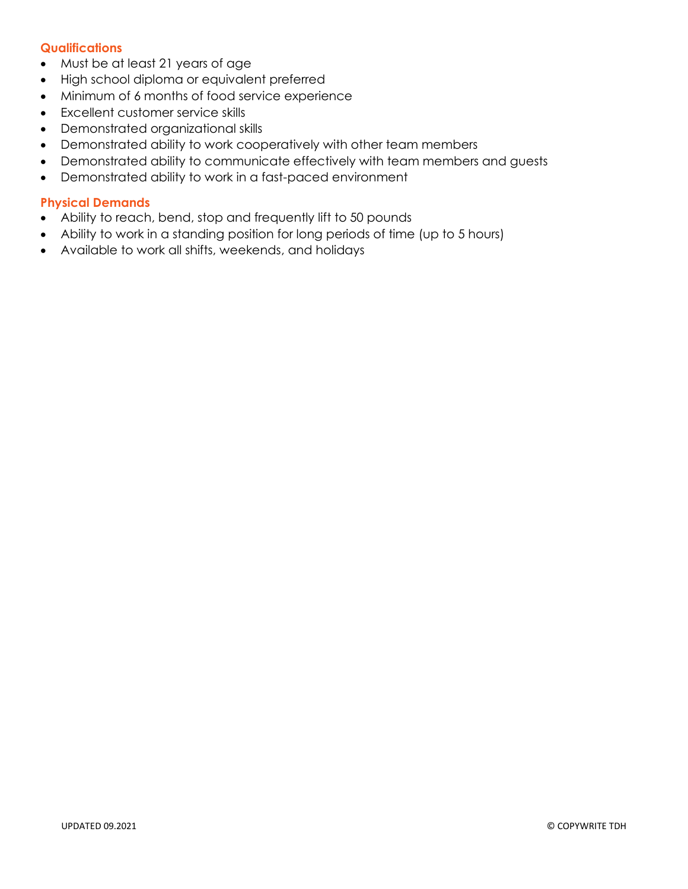### Qualifications

- Must be at least 21 years of age
- High school diploma or equivalent preferred
- Minimum of 6 months of food service experience
- Excellent customer service skills
- Demonstrated organizational skills
- Demonstrated ability to work cooperatively with other team members
- Demonstrated ability to communicate effectively with team members and guests
- Demonstrated ability to work in a fast-paced environment

### Physical Demands

- Ability to reach, bend, stop and frequently lift to 50 pounds
- Ability to work in a standing position for long periods of time (up to 5 hours)
- Available to work all shifts, weekends, and holidays